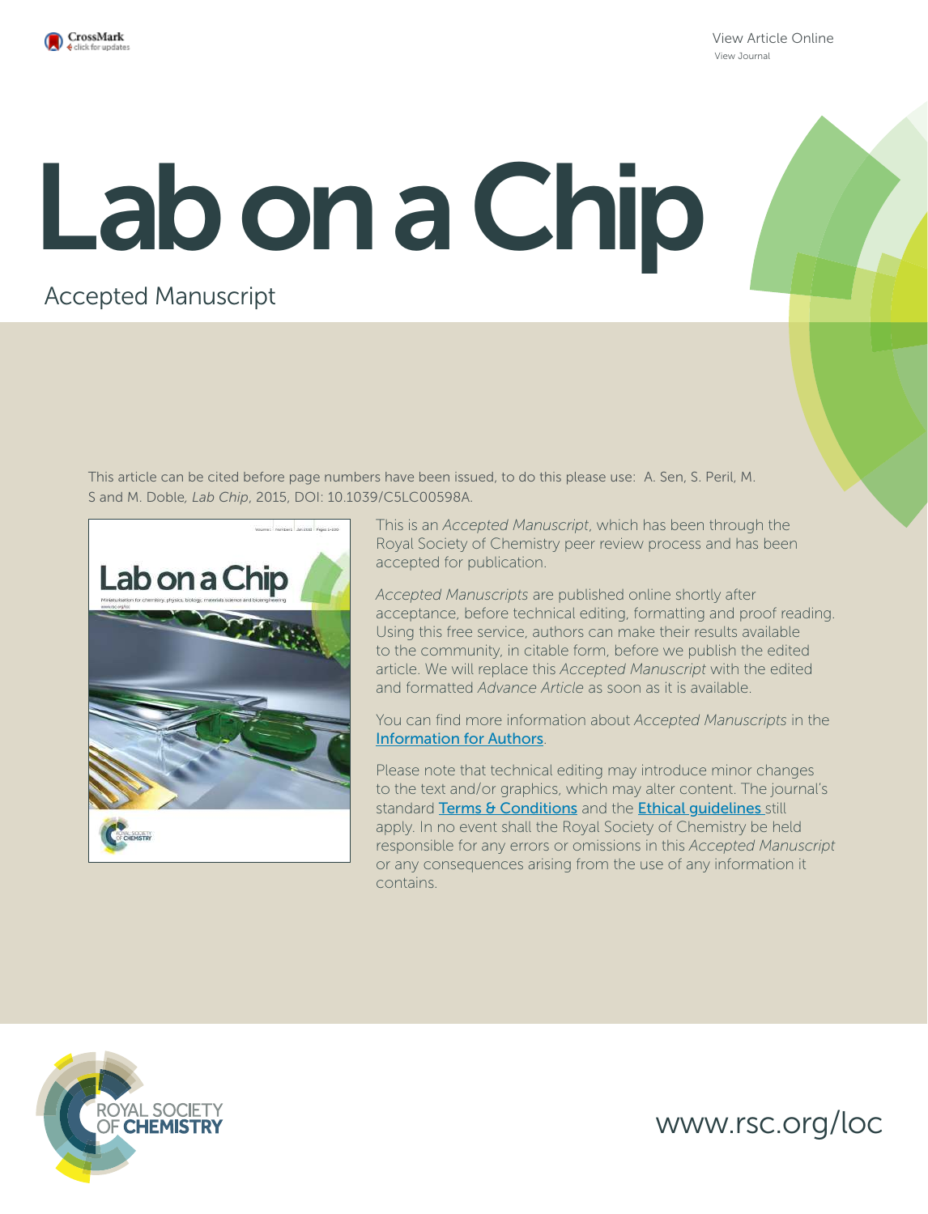View Article Online
View Journal

# Lab on a Chip

Accepted Manuscript

This article can be cited before page numbers have been issued, to do this please use: A. Sen, S. Peril, M. S and M. Doble, *Lab Chip*, 2015, DOI: 10.1039/C5LC00598A.

This is an *Accepted Manuscript*, which has been through the Royal Society of Chemistry peer review process and has been accepted for publication.

*Accepted Manuscripts* are published online shortly after acceptance, before technical editing, formatting and proof reading. Using this free service, authors can make their results available to the community, in citable form, before we publish the edited article. We will replace this *Accepted Manuscript* with the edited and formatted *Advance Article* as soon as it is available.

You can find more information about *Accepted Manuscripts* in the Information for Authors.

Please note that technical editing may introduce minor changes to the text and/or graphics, which may alter content. The journal's standard Terms & Conditions and the Ethical guidelines still apply. In no event shall the Royal Society of Chemistry be held responsible for any errors or omissions in this *Accepted Manuscript* or any consequences arising from the use of any information it contains.

ROYAL SOCIETY OF CHEMISTRY

www.rsc.org/loc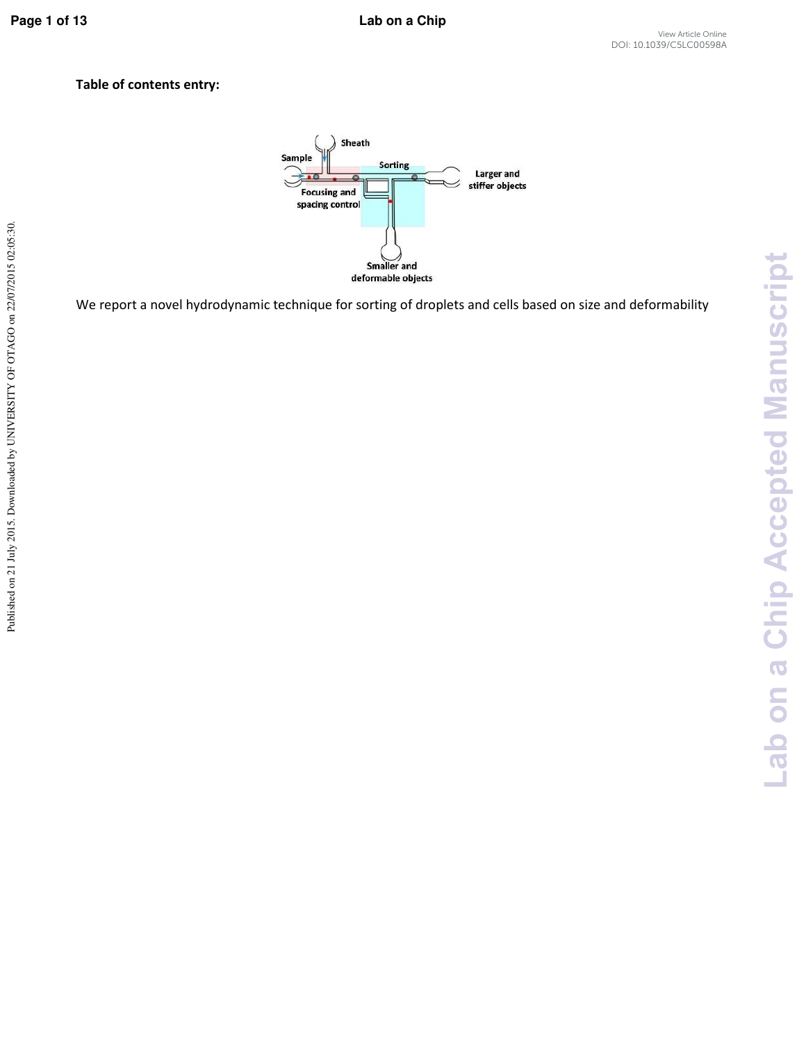**Table of contents entry:**

We report a novel hydrodynamic technique for sorting of droplets and cells based on size and deformability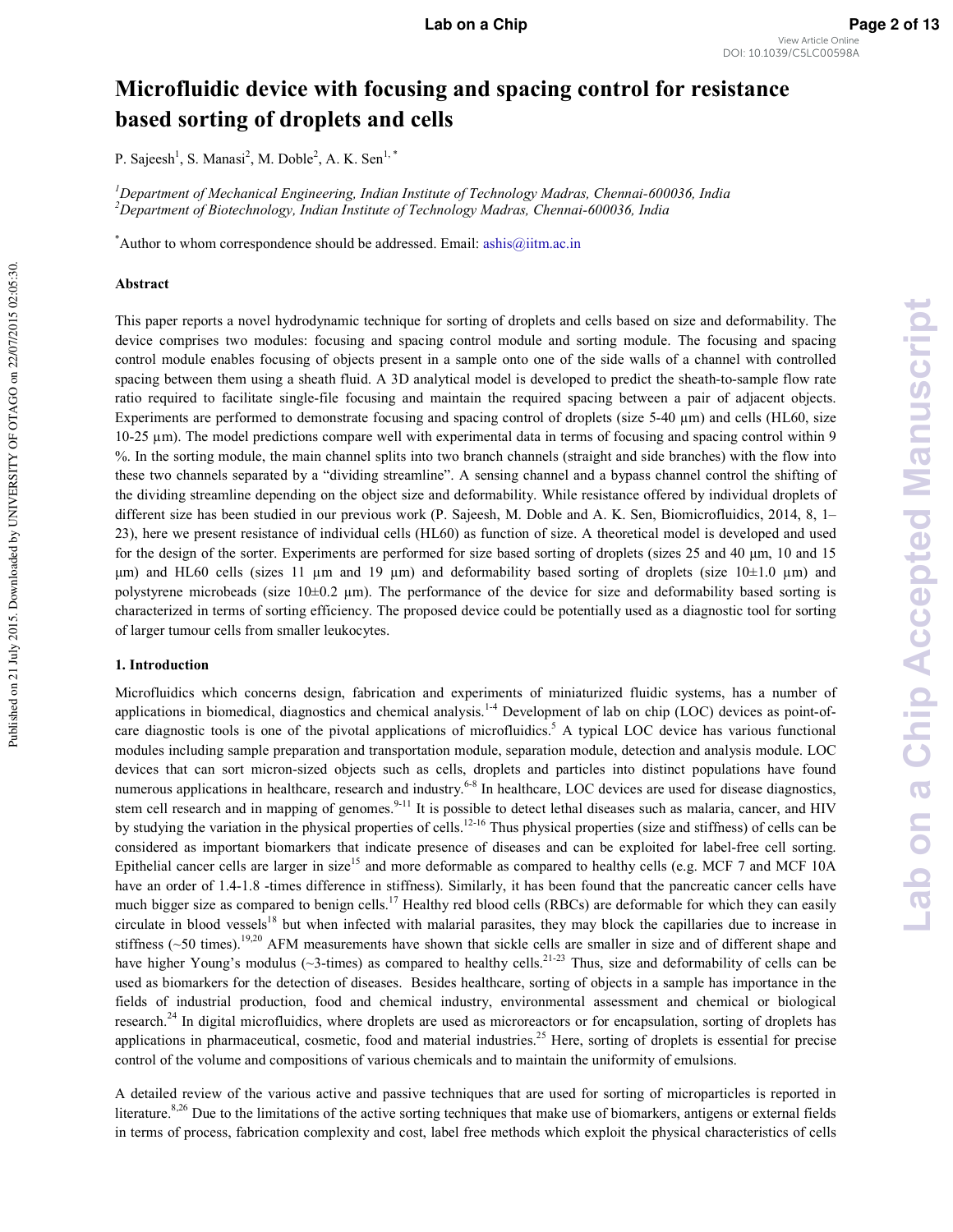# Microfluidic device with focusing and spacing control for resistance based sorting of droplets and cells

P. Sajeesh[1], S. Manasi[2], M. Doble[2], A. K. Sen[1,*]

[1]*Department of Mechanical Engineering, Indian Institute of Technology Madras, Chennai-600036, India*
[2]*Department of Biotechnology, Indian Institute of Technology Madras, Chennai-600036, India*

[*]Author to whom correspondence should be addressed. Email: ashis@iitm.ac.in

### Abstract

This paper reports a novel hydrodynamic technique for sorting of droplets and cells based on size and deformability. The device comprises two modules: focusing and spacing control module and sorting module. The focusing and spacing control module enables focusing of objects present in a sample onto one of the side walls of a channel with controlled spacing between them using a sheath fluid. A 3D analytical model is developed to predict the sheath-to-sample flow rate ratio required to facilitate single-file focusing and maintain the required spacing between a pair of adjacent objects. Experiments are performed to demonstrate focusing and spacing control of droplets (size 5-40 µm) and cells (HL60, size 10-25 µm). The model predictions compare well with experimental data in terms of focusing and spacing control within 9 %. In the sorting module, the main channel splits into two branch channels (straight and side branches) with the flow into these two channels separated by a "dividing streamline". A sensing channel and a bypass channel control the shifting of the dividing streamline depending on the object size and deformability. While resistance offered by individual droplets of different size has been studied in our previous work (P. Sajeesh, M. Doble and A. K. Sen, Biomicrofluidics, 2014, 8, 1–23), here we present resistance of individual cells (HL60) as function of size. A theoretical model is developed and used for the design of the sorter. Experiments are performed for size based sorting of droplets (sizes 25 and 40 µm, 10 and 15 µm) and HL60 cells (sizes 11 µm and 19 µm) and deformability based sorting of droplets (size 10±1.0 µm) and polystyrene microbeads (size 10±0.2 µm). The performance of the device for size and deformability based sorting is characterized in terms of sorting efficiency. The proposed device could be potentially used as a diagnostic tool for sorting of larger tumour cells from smaller leukocytes.

### 1. Introduction

Microfluidics which concerns design, fabrication and experiments of miniaturized fluidic systems, has a number of applications in biomedical, diagnostics and chemical analysis.[1-4] Development of lab on chip (LOC) devices as point-of-care diagnostic tools is one of the pivotal applications of microfluidics.[5] A typical LOC device has various functional modules including sample preparation and transportation module, separation module, detection and analysis module. LOC devices that can sort micron-sized objects such as cells, droplets and particles into distinct populations have found numerous applications in healthcare, research and industry.[6-8] In healthcare, LOC devices are used for disease diagnostics, stem cell research and in mapping of genomes.[9-11] It is possible to detect lethal diseases such as malaria, cancer, and HIV by studying the variation in the physical properties of cells.[12-16] Thus physical properties (size and stiffness) of cells can be considered as important biomarkers that indicate presence of diseases and can be exploited for label-free cell sorting. Epithelial cancer cells are larger in size[15] and more deformable as compared to healthy cells (e.g. MCF 7 and MCF 10A have an order of 1.4-1.8 -times difference in stiffness). Similarly, it has been found that the pancreatic cancer cells have much bigger size as compared to benign cells.[17] Healthy red blood cells (RBCs) are deformable for which they can easily circulate in blood vessels[18] but when infected with malarial parasites, they may block the capillaries due to increase in stiffness (~50 times).[19,20] AFM measurements have shown that sickle cells are smaller in size and of different shape and have higher Young's modulus (~3-times) as compared to healthy cells.[21-23] Thus, size and deformability of cells can be used as biomarkers for the detection of diseases. Besides healthcare, sorting of objects in a sample has importance in the fields of industrial production, food and chemical industry, environmental assessment and chemical or biological research.[24] In digital microfluidics, where droplets are used as microreactors or for encapsulation, sorting of droplets has applications in pharmaceutical, cosmetic, food and material industries.[25] Here, sorting of droplets is essential for precise control of the volume and compositions of various chemicals and to maintain the uniformity of emulsions.

A detailed review of the various active and passive techniques that are used for sorting of microparticles is reported in literature.[8,26] Due to the limitations of the active sorting techniques that make use of biomarkers, antigens or external fields in terms of process, fabrication complexity and cost, label free methods which exploit the physical characteristics of cells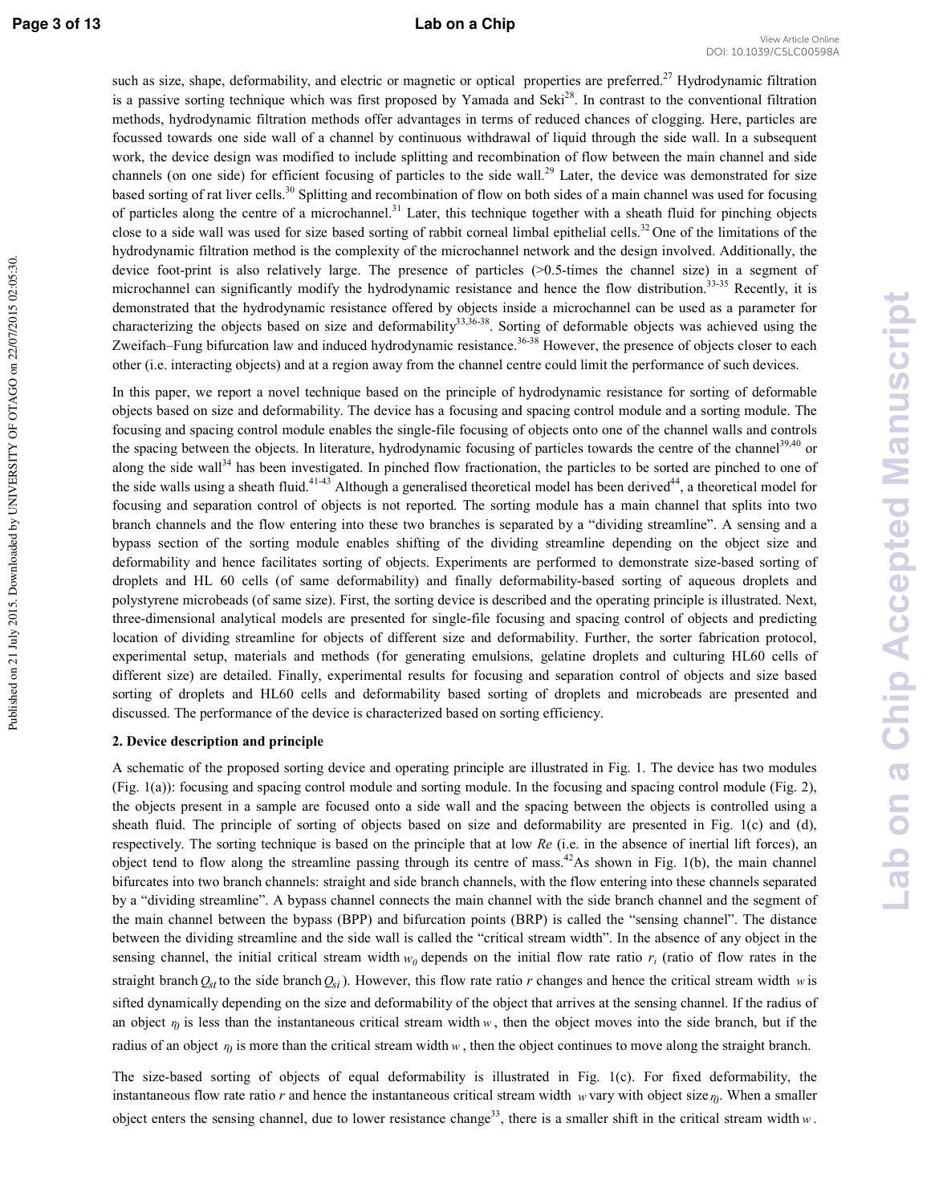such as size, shape, deformability, and electric or magnetic or optical properties are preferred.[27] Hydrodynamic filtration is a passive sorting technique which was first proposed by Yamada and Seki[28]. In contrast to the conventional filtration methods, hydrodynamic filtration methods offer advantages in terms of reduced chances of clogging. Here, particles are focussed towards one side wall of a channel by continuous withdrawal of liquid through the side wall. In a subsequent work, the device design was modified to include splitting and recombination of flow between the main channel and side channels (on one side) for efficient focusing of particles to the side wall.[29] Later, the device was demonstrated for size based sorting of rat liver cells.[30] Splitting and recombination of flow on both sides of a main channel was used for focusing of particles along the centre of a microchannel.[31] Later, this technique together with a sheath fluid for pinching objects close to a side wall was used for size based sorting of rabbit corneal limbal epithelial cells.[32] One of the limitations of the hydrodynamic filtration method is the complexity of the microchannel network and the design involved. Additionally, the device foot-print is also relatively large. The presence of particles (>0.5-times the channel size) in a segment of microchannel can significantly modify the hydrodynamic resistance and hence the flow distribution.[33-35] Recently, it is demonstrated that the hydrodynamic resistance offered by objects inside a microchannel can be used as a parameter for characterizing the objects based on size and deformability[33,36-38]. Sorting of deformable objects was achieved using the Zweifach–Fung bifurcation law and induced hydrodynamic resistance.[36-38] However, the presence of objects closer to each other (i.e. interacting objects) and at a region away from the channel centre could limit the performance of such devices.

In this paper, we report a novel technique based on the principle of hydrodynamic resistance for sorting of deformable objects based on size and deformability. The device has a focusing and spacing control module and a sorting module. The focusing and spacing control module enables the single-file focusing of objects onto one of the channel walls and controls the spacing between the objects. In literature, hydrodynamic focusing of particles towards the centre of the channel[39,40] or along the side wall[34] has been investigated. In pinched flow fractionation, the particles to be sorted are pinched to one of the side walls using a sheath fluid.[41-43] Although a generalised theoretical model has been derived[44], a theoretical model for focusing and separation control of objects is not reported. The sorting module has a main channel that splits into two branch channels and the flow entering into these two branches is separated by a "dividing streamline". A sensing and a bypass section of the sorting module enables shifting of the dividing streamline depending on the object size and deformability and hence facilitates sorting of objects. Experiments are performed to demonstrate size-based sorting of droplets and HL 60 cells (of same deformability) and finally deformability-based sorting of aqueous droplets and polystyrene microbeads (of same size). First, the sorting device is described and the operating principle is illustrated. Next, three-dimensional analytical models are presented for single-file focusing and spacing control of objects and predicting location of dividing streamline for objects of different size and deformability. Further, the sorter fabrication protocol, experimental setup, materials and methods (for generating emulsions, gelatine droplets and culturing HL60 cells of different size) are detailed. Finally, experimental results for focusing and separation control of objects and size based sorting of droplets and HL60 cells and deformability based sorting of droplets and microbeads are presented and discussed. The performance of the device is characterized based on sorting efficiency.

**2. Device description and principle**

A schematic of the proposed sorting device and operating principle are illustrated in Fig. 1. The device has two modules (Fig. 1(a)): focusing and spacing control module and sorting module. In the focusing and spacing control module (Fig. 2), the objects present in a sample are focused onto a side wall and the spacing between the objects is controlled using a sheath fluid. The principle of sorting of objects based on size and deformability are presented in Fig. 1(c) and (d), respectively. The sorting technique is based on the principle that at low $Re$ (i.e. in the absence of inertial lift forces), an object tend to flow along the streamline passing through its centre of mass.[42] As shown in Fig. 1(b), the main channel bifurcates into two branch channels: straight and side branch channels, with the flow entering into these channels separated by a "dividing streamline". A bypass channel connects the main channel with the side branch channel and the segment of the main channel between the bypass (BPP) and bifurcation points (BRP) is called the "sensing channel". The distance between the dividing streamline and the side wall is called the "critical stream width". In the absence of any object in the sensing channel, the initial critical stream width $w_0$ depends on the initial flow rate ratio $r_i$ (ratio of flow rates in the straight branch $Q_{st}$ to the side branch $Q_{si}$ ). However, this flow rate ratio $r$ changes and hence the critical stream width $w$ is sifted dynamically depending on the size and deformability of the object that arrives at the sensing channel. If the radius of an object $r_0$ is less than the instantaneous critical stream width $w$, then the object moves into the side branch, but if the radius of an object $r_0$ is more than the critical stream width $w$, then the object continues to move along the straight branch.

The size-based sorting of objects of equal deformability is illustrated in Fig. 1(c). For fixed deformability, the instantaneous flow rate ratio $r$ and hence the instantaneous critical stream width $w$ vary with object size $r_0$. When a smaller object enters the sensing channel, due to lower resistance change[33], there is a smaller shift in the critical stream width $w$.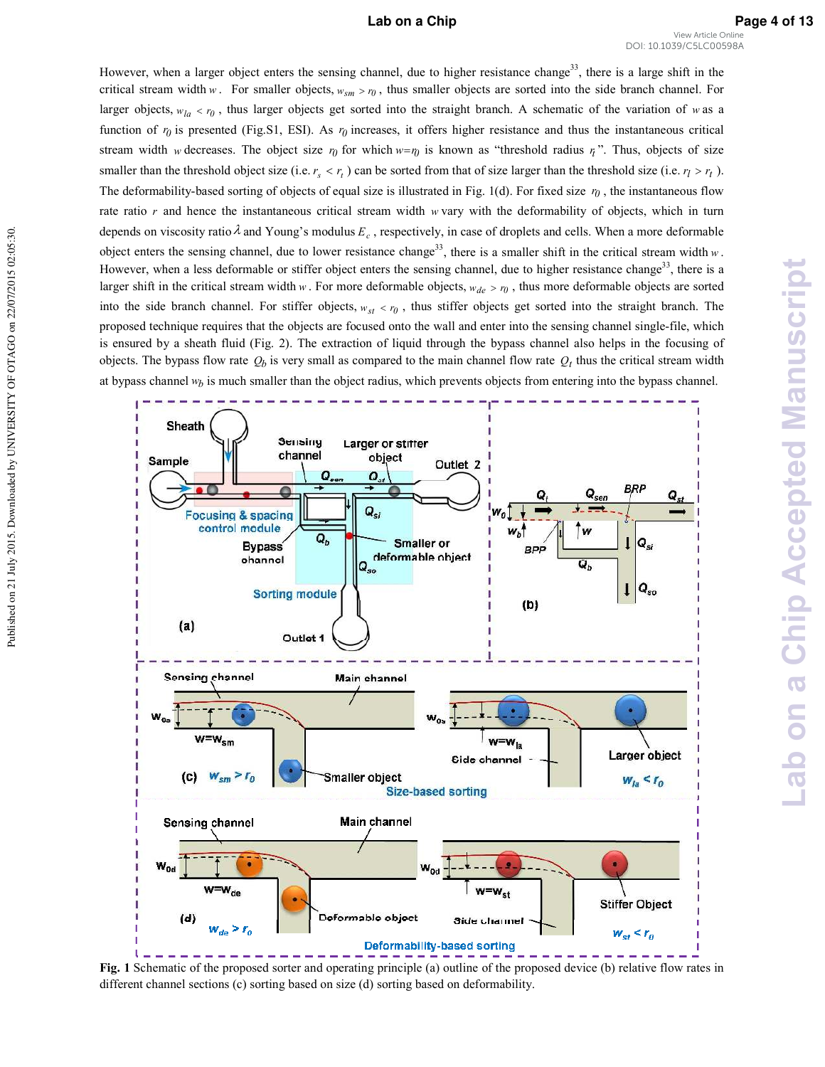However, when a larger object enters the sensing channel, due to higher resistance change[33], there is a large shift in the critical stream width $w$. For smaller objects, $w_{sm} > r_0$, thus smaller objects are sorted into the side branch channel. For larger objects, $w_{la} < r_0$, thus larger objects get sorted into the straight branch. A schematic of the variation of $w$ as a function of $r_0$ is presented (Fig.S1, ESI). As $r_0$ increases, it offers higher resistance and thus the instantaneous critical stream width $w$ decreases. The object size $r_0$ for which $w$=$r_0$ is known as "threshold radius $r_t$". Thus, objects of size smaller than the threshold object size (i.e. $r_s < r_t$) can be sorted from that of size larger than the threshold size (i.e. $r_l > r_t$). The deformability-based sorting of objects of equal size is illustrated in Fig. 1(d). For fixed size $r_0$, the instantaneous flow rate ratio $r$ and hence the instantaneous critical stream width $w$ vary with the deformability of objects, which in turn depends on viscosity ratio $\lambda$ and Young's modulus $E_c$, respectively, in case of droplets and cells. When a more deformable object enters the sensing channel, due to lower resistance change[33], there is a smaller shift in the critical stream width $w$. However, when a less deformable or stiffer object enters the sensing channel, due to higher resistance change[33], there is a larger shift in the critical stream width $w$. For more deformable objects, $w_{de} > r_0$, thus more deformable objects are sorted into the side branch channel. For stiffer objects, $w_{st} < r_0$, thus stiffer objects get sorted into the straight branch. The proposed technique requires that the objects are focused onto the wall and enter into the sensing channel single-file, which is ensured by a sheath fluid (Fig. 2). The extraction of liquid through the bypass channel also helps in the focusing of objects. The bypass flow rate $Q_b$ is very small as compared to the main channel flow rate $Q_t$ thus the critical stream width at bypass channel $w_b$ is much smaller than the object radius, which prevents objects from entering into the bypass channel.

**Fig. 1** Schematic of the proposed sorter and operating principle (a) outline of the proposed device (b) relative flow rates in different channel sections (c) sorting based on size (d) sorting based on deformability.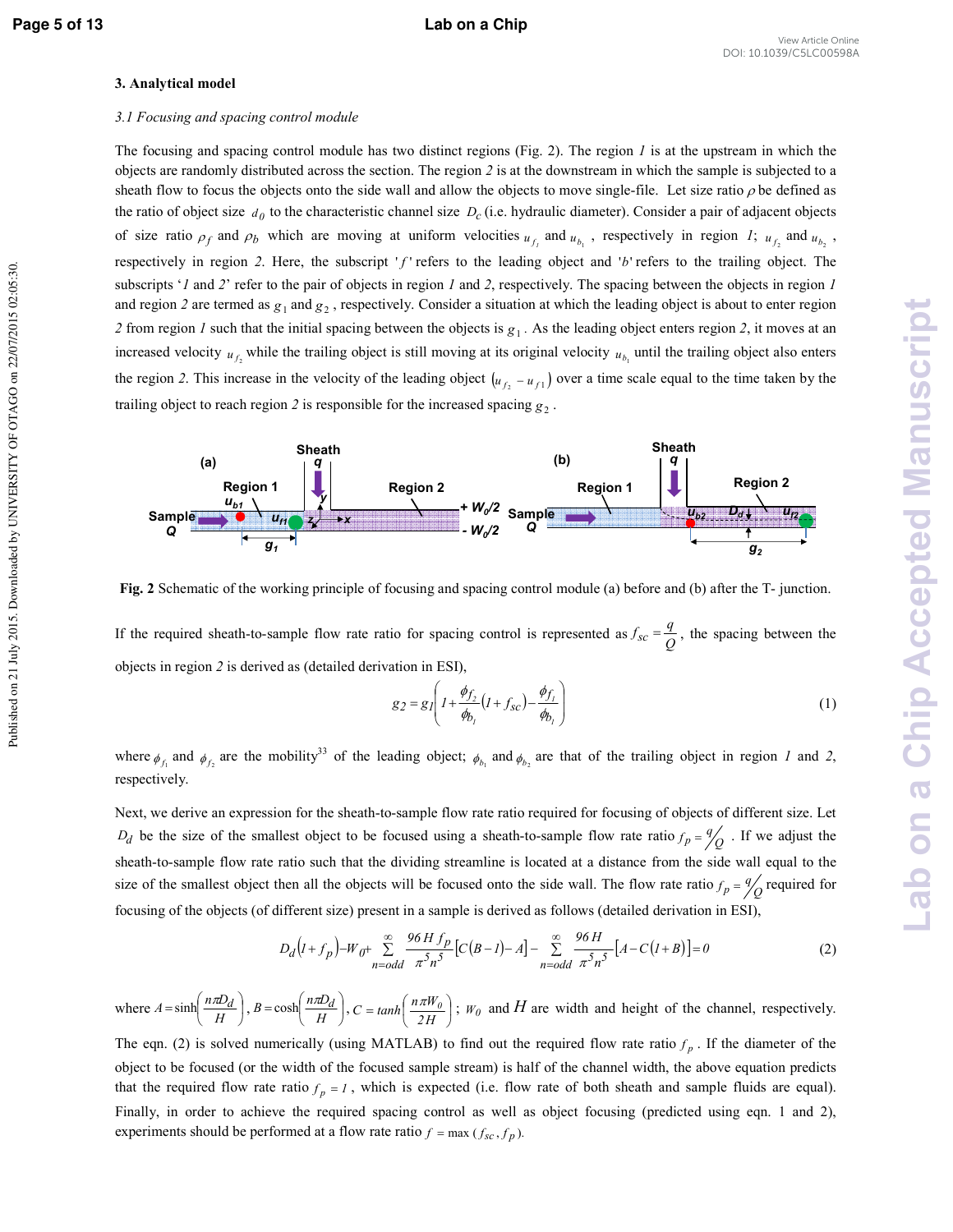## 3. Analytical model

### *3.1 Focusing and spacing control module*

The focusing and spacing control module has two distinct regions (Fig. 2). The region *1* is at the upstream in which the objects are randomly distributed across the section. The region *2* is at the downstream in which the sample is subjected to a sheath flow to focus the objects onto the side wall and allow the objects to move single-file. Let size ratio $\rho$ be defined as the ratio of object size $d_0$ to the characteristic channel size $D_c$ (i.e. hydraulic diameter). Consider a pair of adjacent objects of size ratio $\rho_f$ and $\rho_b$ which are moving at uniform velocities $u_{f_1}$ and $u_{b_1}$, respectively in region *1*; $u_{f_2}$ and $u_{b_2}$, respectively in region *2*. Here, the subscript '$f$' refers to the leading object and '$b$' refers to the trailing object. The subscripts '*1* and *2*' refer to the pair of objects in region *1* and *2*, respectively. The spacing between the objects in region *1* and region *2* are termed as $g_1$ and $g_2$, respectively. Consider a situation at which the leading object is about to enter region *2* from region *1* such that the initial spacing between the objects is $g_1$. As the leading object enters region *2*, it moves at an increased velocity $u_{f_2}$ while the trailing object is still moving at its original velocity $u_{b_1}$ until the trailing object also enters the region *2*. This increase in the velocity of the leading object $(u_{f_2} - u_{f_1})$ over a time scale equal to the time taken by the trailing object to reach region *2* is responsible for the increased spacing $g_2$.

**Fig. 2** Schematic of the working principle of focusing and spacing control module (a) before and (b) after the T- junction.

If the required sheath-to-sample flow rate ratio for spacing control is represented as $f_{sc} = \frac{q}{Q}$, the spacing between the objects in region *2* is derived as (detailed derivation in ESI),

$$g_2 = g_1\left(1 + \frac{\phi_{f_2}}{\phi_{b_1}}\left(1 + f_{sc}\right) - \frac{\phi_{f_1}}{\phi_{b_1}}\right) \tag{1}$$

where $\phi_{f_1}$ and $\phi_{f_2}$ are the mobility[33] of the leading object; $\phi_{b_1}$ and $\phi_{b_2}$ are that of the trailing object in region *1* and *2*, respectively.

Next, we derive an expression for the sheath-to-sample flow rate ratio required for focusing of objects of different size. Let $D_d$ be the size of the smallest object to be focused using a sheath-to-sample flow rate ratio $f_p = q/Q$. If we adjust the sheath-to-sample flow rate ratio such that the dividing streamline is located at a distance from the side wall equal to the size of the smallest object then all the objects will be focused onto the side wall. The flow rate ratio $f_p = q/Q$ required for focusing of the objects (of different size) present in a sample is derived as follows (detailed derivation in ESI),

$$D_d\left(1 + f_p\right) - W_0 + \sum_{n=odd}^{\infty} \frac{96\,H\,f_p}{\pi^5 n^5}\left[C\left(B-1\right) - A\right] - \sum_{n=odd}^{\infty} \frac{96\,H}{\pi^5 n^5}\left[A - C\left(1+B\right)\right] = 0 \tag{2}$$

where $A = \sinh\left(\frac{n\pi D_d}{H}\right)$, $B = \cosh\left(\frac{n\pi D_d}{H}\right)$, $C = \tanh\left(\frac{n\pi W_0}{2H}\right)$; $W_0$ and $H$ are width and height of the channel, respectively. The eqn. (2) is solved numerically (using MATLAB) to find out the required flow rate ratio $f_p$. If the diameter of the object to be focused (or the width of the focused sample stream) is half of the channel width, the above equation predicts that the required flow rate ratio $f_p = 1$, which is expected (i.e. flow rate of both sheath and sample fluids are equal). Finally, in order to achieve the required spacing control as well as object focusing (predicted using eqn. 1 and 2), experiments should be performed at a flow rate ratio $f = \max\left(f_{sc}, f_p\right)$.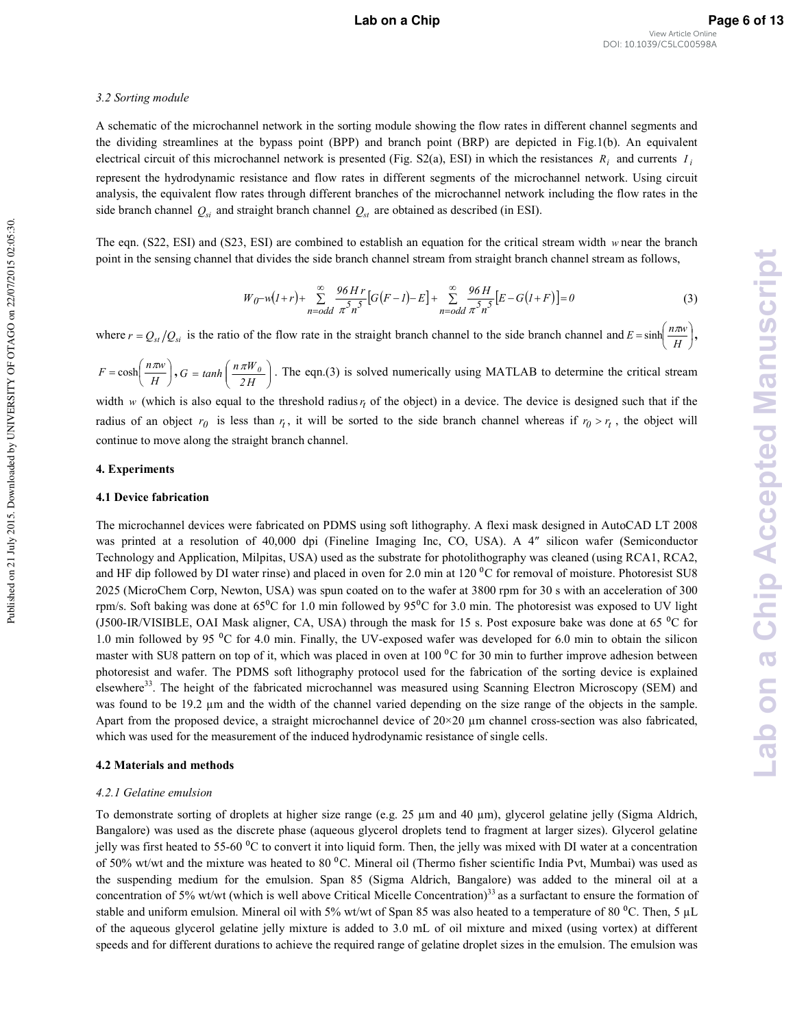### 3.2 Sorting module

A schematic of the microchannel network in the sorting module showing the flow rates in different channel segments and the dividing streamlines at the bypass point (BPP) and branch point (BRP) are depicted in Fig.1(b). An equivalent electrical circuit of this microchannel network is presented (Fig. S2(a), ESI) in which the resistances $R_i$ and currents $I_i$ represent the hydrodynamic resistance and flow rates in different segments of the microchannel network. Using circuit analysis, the equivalent flow rates through different branches of the microchannel network including the flow rates in the side branch channel $Q_{si}$ and straight branch channel $Q_{st}$ are obtained as described (in ESI).

The eqn. (S22, ESI) and (S23, ESI) are combined to establish an equation for the critical stream width $w$ near the branch point in the sensing channel that divides the side branch channel stream from straight branch channel stream as follows,

$$W_0 - w(1+r) + \sum_{n=odd}^{\infty} \frac{96\,H\,r}{\pi^5 n^5}\left[G(F-1)-E\right] + \sum_{n=odd}^{\infty} \frac{96\,H}{\pi^5 n^5}\left[E-G(1+F)\right] = 0 \tag{3}$$

where $r = Q_{st}/Q_{si}$ is the ratio of the flow rate in the straight branch channel to the side branch channel and $E = \sinh\left(\frac{n\pi w}{H}\right)$, $F = \cosh\left(\frac{n\pi w}{H}\right)$, $G = \tanh\left(\frac{n\pi W_0}{2H}\right)$. The eqn.(3) is solved numerically using MATLAB to determine the critical stream width $w$ (which is also equal to the threshold radius $r_t$ of the object) in a device. The device is designed such that if the radius of an object $r_0$ is less than $r_t$, it will be sorted to the side branch channel whereas if $r_0 > r_t$, the object will continue to move along the straight branch channel.

## 4. Experiments

### 4.1 Device fabrication

The microchannel devices were fabricated on PDMS using soft lithography. A flexi mask designed in AutoCAD LT 2008 was printed at a resolution of 40,000 dpi (Fineline Imaging Inc, CO, USA). A 4″ silicon wafer (Semiconductor Technology and Application, Milpitas, USA) used as the substrate for photolithography was cleaned (using RCA1, RCA2, and HF dip followed by DI water rinse) and placed in oven for 2.0 min at 120 $^0$C for removal of moisture. Photoresist SU8 2025 (MicroChem Corp, Newton, USA) was spun coated on to the wafer at 3800 rpm for 30 s with an acceleration of 300 rpm/s. Soft baking was done at 65$^0$C for 1.0 min followed by 95$^0$C for 3.0 min. The photoresist was exposed to UV light (J500-IR/VISIBLE, OAI Mask aligner, CA, USA) through the mask for 15 s. Post exposure bake was done at 65 $^0$C for 1.0 min followed by 95 $^0$C for 4.0 min. Finally, the UV-exposed wafer was developed for 6.0 min to obtain the silicon master with SU8 pattern on top of it, which was placed in oven at 100 $^0$C for 30 min to further improve adhesion between photoresist and wafer. The PDMS soft lithography protocol used for the fabrication of the sorting device is explained elsewhere[33]. The height of the fabricated microchannel was measured using Scanning Electron Microscopy (SEM) and was found to be 19.2 µm and the width of the channel varied depending on the size range of the objects in the sample. Apart from the proposed device, a straight microchannel device of 20×20 µm channel cross-section was also fabricated, which was used for the measurement of the induced hydrodynamic resistance of single cells.

### 4.2 Materials and methods

#### 4.2.1 Gelatine emulsion

To demonstrate sorting of droplets at higher size range (e.g. 25 µm and 40 µm), glycerol gelatine jelly (Sigma Aldrich, Bangalore) was used as the discrete phase (aqueous glycerol droplets tend to fragment at larger sizes). Glycerol gelatine jelly was first heated to 55-60 $^0$C to convert it into liquid form. Then, the jelly was mixed with DI water at a concentration of 50% wt/wt and the mixture was heated to 80 $^0$C. Mineral oil (Thermo fisher scientific India Pvt, Mumbai) was used as the suspending medium for the emulsion. Span 85 (Sigma Aldrich, Bangalore) was added to the mineral oil at a concentration of 5% wt/wt (which is well above Critical Micelle Concentration)[33] as a surfactant to ensure the formation of stable and uniform emulsion. Mineral oil with 5% wt/wt of Span 85 was also heated to a temperature of 80 $^0$C. Then, 5 µL of the aqueous glycerol gelatine jelly mixture is added to 3.0 mL of oil mixture and mixed (using vortex) at different speeds and for different durations to achieve the required range of gelatine droplet sizes in the emulsion. The emulsion was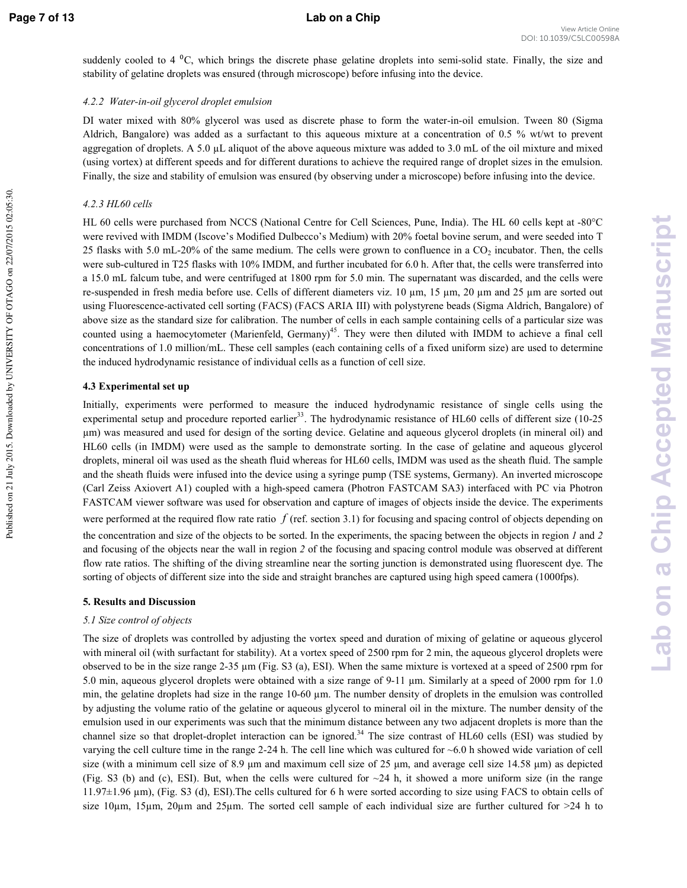suddenly cooled to 4 $^0$C, which brings the discrete phase gelatine droplets into semi-solid state. Finally, the size and stability of gelatine droplets was ensured (through microscope) before infusing into the device.

#### *4.2.2 Water-in-oil glycerol droplet emulsion*

DI water mixed with 80% glycerol was used as discrete phase to form the water-in-oil emulsion. Tween 80 (Sigma Aldrich, Bangalore) was added as a surfactant to this aqueous mixture at a concentration of 0.5 % wt/wt to prevent aggregation of droplets. A 5.0 µL aliquot of the above aqueous mixture was added to 3.0 mL of the oil mixture and mixed (using vortex) at different speeds and for different durations to achieve the required range of droplet sizes in the emulsion. Finally, the size and stability of emulsion was ensured (by observing under a microscope) before infusing into the device.

#### *4.2.3 HL60 cells*

HL 60 cells were purchased from NCCS (National Centre for Cell Sciences, Pune, India). The HL 60 cells kept at -80°C were revived with IMDM (Iscove's Modified Dulbecco's Medium) with 20% foetal bovine serum, and were seeded into T 25 flasks with 5.0 mL-20% of the same medium. The cells were grown to confluence in a $CO_2$ incubator. Then, the cells were sub-cultured in T25 flasks with 10% IMDM, and further incubated for 6.0 h. After that, the cells were transferred into a 15.0 mL falcum tube, and were centrifuged at 1800 rpm for 5.0 min. The supernatant was discarded, and the cells were re-suspended in fresh media before use. Cells of different diameters viz. 10 µm, 15 µm, 20 µm and 25 µm are sorted out using Fluorescence-activated cell sorting (FACS) (FACS ARIA III) with polystyrene beads (Sigma Aldrich, Bangalore) of above size as the standard size for calibration. The number of cells in each sample containing cells of a particular size was counted using a haemocytometer (Marienfeld, Germany)[45]. They were then diluted with IMDM to achieve a final cell concentrations of 1.0 million/mL. These cell samples (each containing cells of a fixed uniform size) are used to determine the induced hydrodynamic resistance of individual cells as a function of cell size.

### 4.3 Experimental set up

Initially, experiments were performed to measure the induced hydrodynamic resistance of single cells using the experimental setup and procedure reported earlier[33]. The hydrodynamic resistance of HL60 cells of different size (10-25 µm) was measured and used for design of the sorting device. Gelatine and aqueous glycerol droplets (in mineral oil) and HL60 cells (in IMDM) were used as the sample to demonstrate sorting. In the case of gelatine and aqueous glycerol droplets, mineral oil was used as the sheath fluid whereas for HL60 cells, IMDM was used as the sheath fluid. The sample and the sheath fluids were infused into the device using a syringe pump (TSE systems, Germany). An inverted microscope (Carl Zeiss Axiovert A1) coupled with a high-speed camera (Photron FASTCAM SA3) interfaced with PC via Photron FASTCAM viewer software was used for observation and capture of images of objects inside the device. The experiments were performed at the required flow rate ratio $f$ (ref. section 3.1) for focusing and spacing control of objects depending on the concentration and size of the objects to be sorted. In the experiments, the spacing between the objects in region *1* and *2* and focusing of the objects near the wall in region *2* of the focusing and spacing control module was observed at different flow rate ratios. The shifting of the diving streamline near the sorting junction is demonstrated using fluorescent dye. The sorting of objects of different size into the side and straight branches are captured using high speed camera (1000fps).

### 5. Results and Discussion

#### *5.1 Size control of objects*

The size of droplets was controlled by adjusting the vortex speed and duration of mixing of gelatine or aqueous glycerol with mineral oil (with surfactant for stability). At a vortex speed of 2500 rpm for 2 min, the aqueous glycerol droplets were observed to be in the size range 2-35 µm (Fig. S3 (a), ESI). When the same mixture is vortexed at a speed of 2500 rpm for 5.0 min, aqueous glycerol droplets were obtained with a size range of 9-11 µm. Similarly at a speed of 2000 rpm for 1.0 min, the gelatine droplets had size in the range 10-60 µm. The number density of droplets in the emulsion was controlled by adjusting the volume ratio of the gelatine or aqueous glycerol to mineral oil in the mixture. The number density of the emulsion used in our experiments was such that the minimum distance between any two adjacent droplets is more than the channel size so that droplet-droplet interaction can be ignored.[34] The size contrast of HL60 cells (ESI) was studied by varying the cell culture time in the range 2-24 h. The cell line which was cultured for ~6.0 h showed wide variation of cell size (with a minimum cell size of 8.9 µm and maximum cell size of 25 µm, and average cell size 14.58 µm) as depicted (Fig. S3 (b) and (c), ESI). But, when the cells were cultured for ~24 h, it showed a more uniform size (in the range 11.97±1.96 µm), (Fig. S3 (d), ESI).The cells cultured for 6 h were sorted according to size using FACS to obtain cells of size 10µm, 15µm, 20µm and 25µm. The sorted cell sample of each individual size are further cultured for >24 h to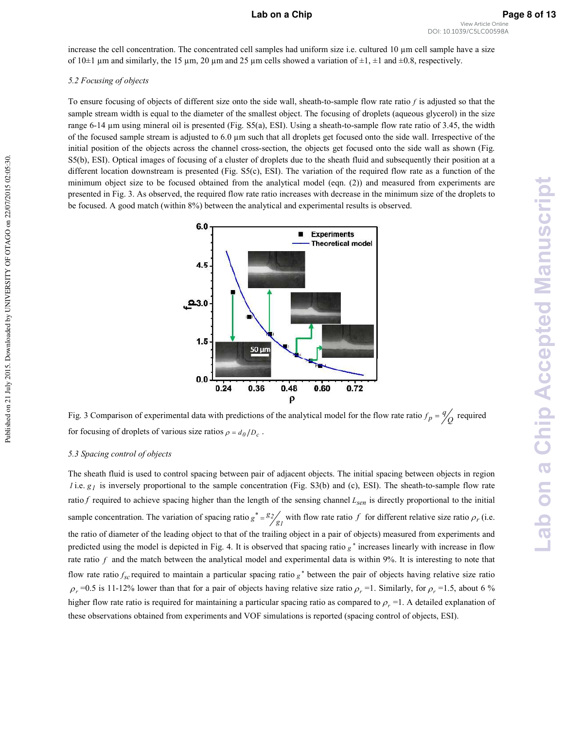increase the cell concentration. The concentrated cell samples had uniform size i.e. cultured 10 µm cell sample have a size of 10±1 µm and similarly, the 15 µm, 20 µm and 25 µm cells showed a variation of ±1, ±1 and ±0.8, respectively.

### *5.2 Focusing of objects*

To ensure focusing of objects of different size onto the side wall, sheath-to-sample flow rate ratio $f$ is adjusted so that the sample stream width is equal to the diameter of the smallest object. The focusing of droplets (aqueous glycerol) in the size range 6-14 µm using mineral oil is presented (Fig. S5(a), ESI). Using a sheath-to-sample flow rate ratio of 3.45, the width of the focused sample stream is adjusted to 6.0 µm such that all droplets get focused onto the side wall. Irrespective of the initial position of the objects across the channel cross-section, the objects get focused onto the side wall as shown (Fig. S5(b), ESI). Optical images of focusing of a cluster of droplets due to the sheath fluid and subsequently their position at a different location downstream is presented (Fig. S5(c), ESI). The variation of the required flow rate as a function of the minimum object size to be focused obtained from the analytical model (eqn. (2)) and measured from experiments are presented in Fig. 3. As observed, the required flow rate ratio increases with decrease in the minimum size of the droplets to be focused. A good match (within 8%) between the analytical and experimental results is observed.

Fig. 3 Comparison of experimental data with predictions of the analytical model for the flow rate ratio $f_p = q/Q$ required for focusing of droplets of various size ratios $\rho = d_0/D_c$.

### *5.3 Spacing control of objects*

The sheath fluid is used to control spacing between pair of adjacent objects. The initial spacing between objects in region $1$ i.e. $g_1$ is inversely proportional to the sample concentration (Fig. S3(b) and (c), ESI). The sheath-to-sample flow rate ratio $f$ required to achieve spacing higher than the length of the sensing channel $L_{sen}$ is directly proportional to the initial sample concentration. The variation of spacing ratio $g^* = g_2/g_1$ with flow rate ratio $f$ for different relative size ratio $\rho_r$ (i.e. the ratio of diameter of the leading object to that of the trailing object in a pair of objects) measured from experiments and predicted using the model is depicted in Fig. 4. It is observed that spacing ratio $g^*$ increases linearly with increase in flow rate ratio $f$ and the match between the analytical model and experimental data is within 9%. It is interesting to note that flow rate ratio $f_{sc}$ required to maintain a particular spacing ratio $g^*$ between the pair of objects having relative size ratio $\rho_r$ =0.5 is 11-12% lower than that for a pair of objects having relative size ratio $\rho_r$ =1. Similarly, for $\rho_r$ =1.5, about 6 % higher flow rate ratio is required for maintaining a particular spacing ratio as compared to $\rho_r$ =1. A detailed explanation of these observations obtained from experiments and VOF simulations is reported (spacing control of objects, ESI).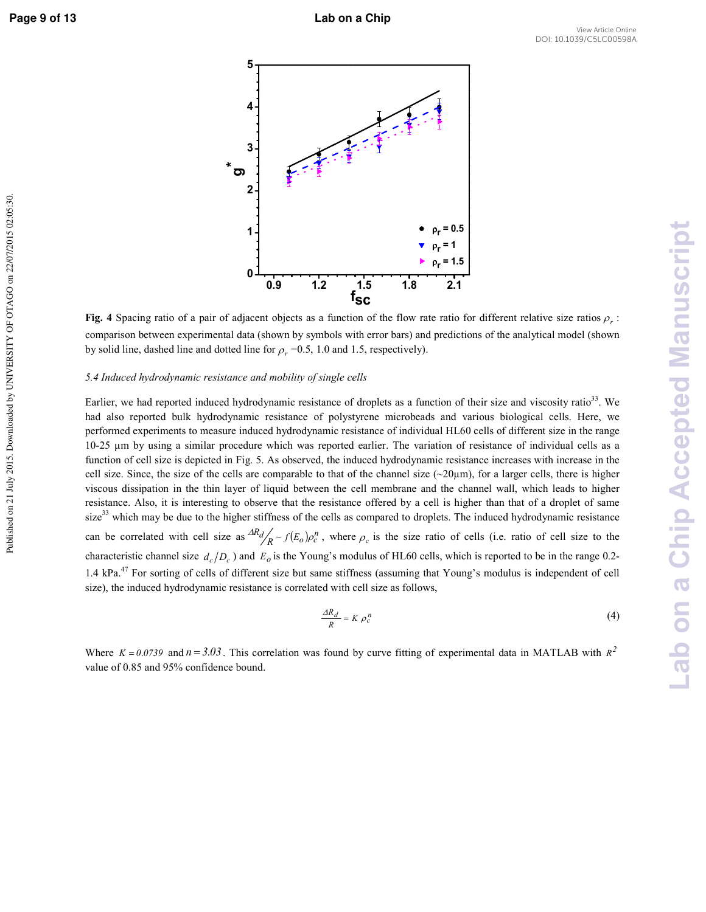**Fig. 4** Spacing ratio of a pair of adjacent objects as a function of the flow rate ratio for different relative size ratios $\rho_r$ : comparison between experimental data (shown by symbols with error bars) and predictions of the analytical model (shown by solid line, dashed line and dotted line for $\rho_r$ =0.5, 1.0 and 1.5, respectively).

*5.4 Induced hydrodynamic resistance and mobility of single cells*

Earlier, we had reported induced hydrodynamic resistance of droplets as a function of their size and viscosity ratio[33]. We had also reported bulk hydrodynamic resistance of polystyrene microbeads and various biological cells. Here, we performed experiments to measure induced hydrodynamic resistance of individual HL60 cells of different size in the range 10-25 µm by using a similar procedure which was reported earlier. The variation of resistance of individual cells as a function of cell size is depicted in Fig. 5. As observed, the induced hydrodynamic resistance increases with increase in the cell size. Since, the size of the cells are comparable to that of the channel size (~20µm), for a larger cells, there is higher viscous dissipation in the thin layer of liquid between the cell membrane and the channel wall, which leads to higher resistance. Also, it is interesting to observe that the resistance offered by a cell is higher than that of a droplet of same size[33] which may be due to the higher stiffness of the cells as compared to droplets. The induced hydrodynamic resistance can be correlated with cell size as $\Delta R_d / R \sim f(E_o)\rho_c^n$ , where $\rho_c$ is the size ratio of cells (i.e. ratio of cell size to the characteristic channel size $d_c/D_c$ ) and $E_o$ is the Young's modulus of HL60 cells, which is reported to be in the range 0.2-1.4 kPa.[47] For sorting of cells of different size but same stiffness (assuming that Young's modulus is independent of cell size), the induced hydrodynamic resistance is correlated with cell size as follows,

$$\frac{\Delta R_d}{R} = K\, \rho_c^n \tag{4}$$

Where $K = 0.0739$ and $n = 3.03$. This correlation was found by curve fitting of experimental data in MATLAB with $R^2$ value of 0.85 and 95% confidence bound.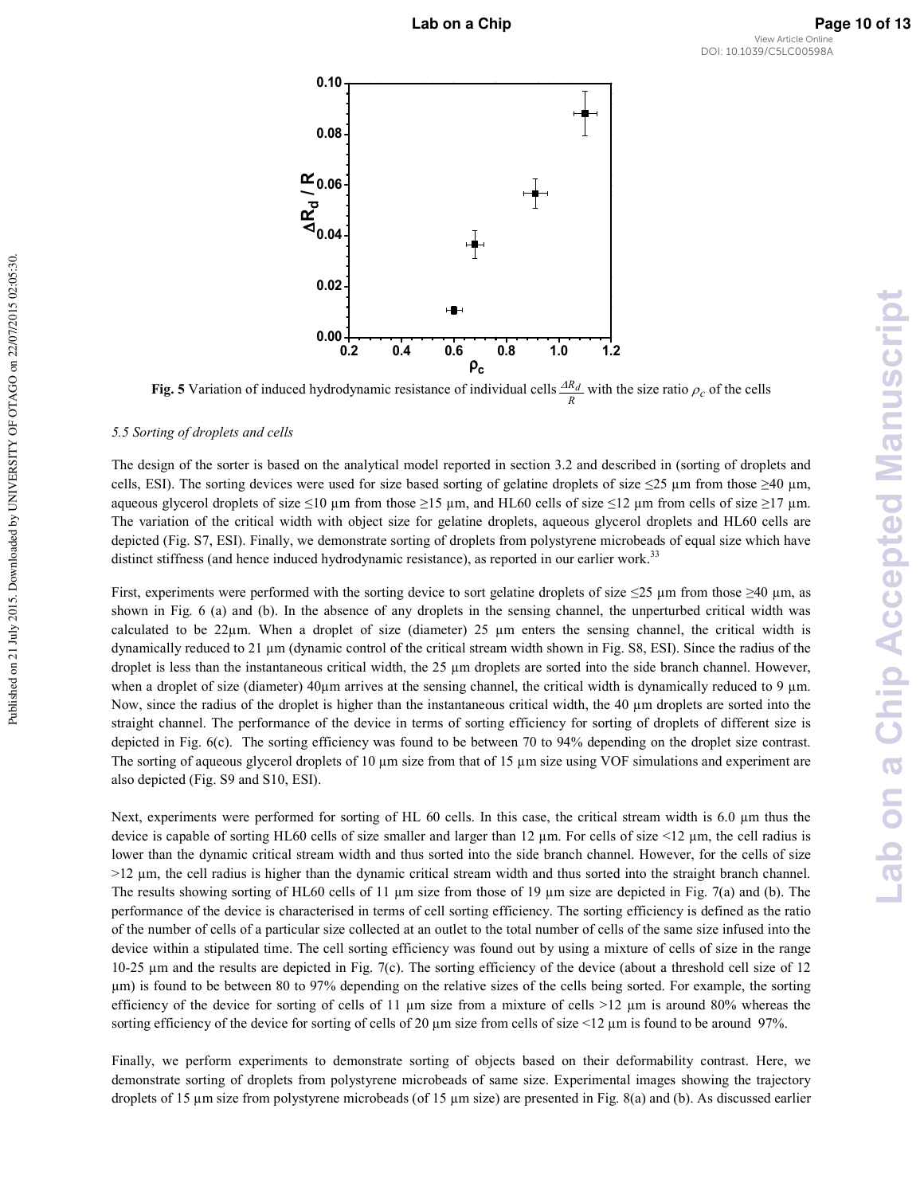Fig. 5 Variation of induced hydrodynamic resistance of individual cells $\frac{\Delta R_d}{R}$ with the size ratio $\rho_c$ of the cells

*5.5 Sorting of droplets and cells*

The design of the sorter is based on the analytical model reported in section 3.2 and described in (sorting of droplets and cells, ESI). The sorting devices were used for size based sorting of gelatine droplets of size ≤25 µm from those ≥40 µm, aqueous glycerol droplets of size ≤10 µm from those ≥15 µm, and HL60 cells of size ≤12 µm from cells of size ≥17 µm. The variation of the critical width with object size for gelatine droplets, aqueous glycerol droplets and HL60 cells are depicted (Fig. S7, ESI). Finally, we demonstrate sorting of droplets from polystyrene microbeads of equal size which have distinct stiffness (and hence induced hydrodynamic resistance), as reported in our earlier work.[33]

First, experiments were performed with the sorting device to sort gelatine droplets of size ≤25 µm from those ≥40 µm, as shown in Fig. 6 (a) and (b). In the absence of any droplets in the sensing channel, the unperturbed critical width was calculated to be 22µm. When a droplet of size (diameter) 25 µm enters the sensing channel, the critical width is dynamically reduced to 21 µm (dynamic control of the critical stream width shown in Fig. S8, ESI). Since the radius of the droplet is less than the instantaneous critical width, the 25 µm droplets are sorted into the side branch channel. However, when a droplet of size (diameter) 40µm arrives at the sensing channel, the critical width is dynamically reduced to 9 µm. Now, since the radius of the droplet is higher than the instantaneous critical width, the 40 µm droplets are sorted into the straight channel. The performance of the device in terms of sorting efficiency for sorting of droplets of different size is depicted in Fig. 6(c). The sorting efficiency was found to be between 70 to 94% depending on the droplet size contrast. The sorting of aqueous glycerol droplets of 10 µm size from that of 15 µm size using VOF simulations and experiment are also depicted (Fig. S9 and S10, ESI).

Next, experiments were performed for sorting of HL 60 cells. In this case, the critical stream width is 6.0 µm thus the device is capable of sorting HL60 cells of size smaller and larger than 12 µm. For cells of size <12 µm, the cell radius is lower than the dynamic critical stream width and thus sorted into the side branch channel. However, for the cells of size >12 µm, the cell radius is higher than the dynamic critical stream width and thus sorted into the straight branch channel. The results showing sorting of HL60 cells of 11 µm size from those of 19 µm size are depicted in Fig. 7(a) and (b). The performance of the device is characterised in terms of cell sorting efficiency. The sorting efficiency is defined as the ratio of the number of cells of a particular size collected at an outlet to the total number of cells of the same size infused into the device within a stipulated time. The cell sorting efficiency was found out by using a mixture of cells of size in the range 10-25 µm and the results are depicted in Fig. 7(c). The sorting efficiency of the device (about a threshold cell size of 12 µm) is found to be between 80 to 97% depending on the relative sizes of the cells being sorted. For example, the sorting efficiency of the device for sorting of cells of 11 µm size from a mixture of cells >12 µm is around 80% whereas the sorting efficiency of the device for sorting of cells of 20 µm size from cells of size <12 µm is found to be around 97%.

Finally, we perform experiments to demonstrate sorting of objects based on their deformability contrast. Here, we demonstrate sorting of droplets from polystyrene microbeads of same size. Experimental images showing the trajectory droplets of 15 µm size from polystyrene microbeads (of 15 µm size) are presented in Fig. 8(a) and (b). As discussed earlier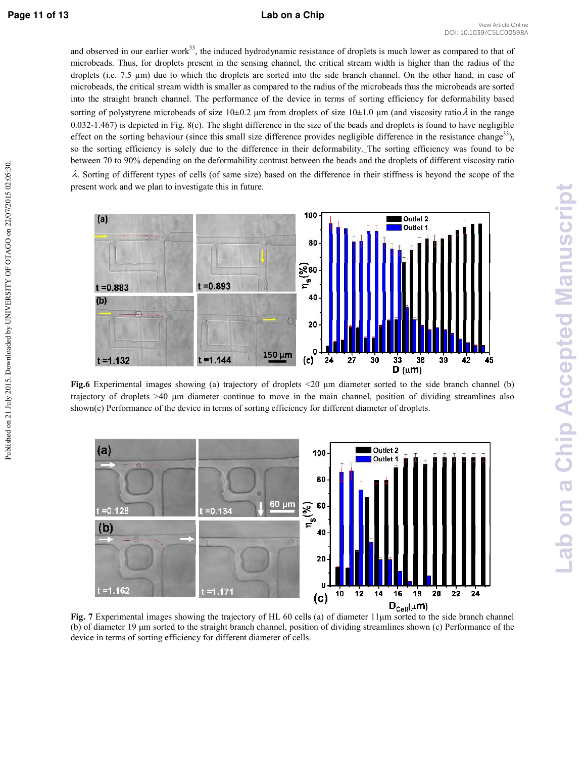and observed in our earlier work[33], the induced hydrodynamic resistance of droplets is much lower as compared to that of microbeads. Thus, for droplets present in the sensing channel, the critical stream width is higher than the radius of the droplets (i.e. 7.5 µm) due to which the droplets are sorted into the side branch channel. On the other hand, in case of microbeads, the critical stream width is smaller as compared to the radius of the microbeads thus the microbeads are sorted into the straight branch channel. The performance of the device in terms of sorting efficiency for deformability based sorting of polystyrene microbeads of size 10±0.2 µm from droplets of size 10±1.0 µm (and viscosity ratio $\lambda$ in the range 0.032-1.467) is depicted in Fig. 8(c). The slight difference in the size of the beads and droplets is found to have negligible effect on the sorting behaviour (since this small size difference provides negligible difference in the resistance change[33]), so the sorting efficiency is solely due to the difference in their deformability. The sorting efficiency was found to be between 70 to 90% depending on the deformability contrast between the beads and the droplets of different viscosity ratio $\lambda$. Sorting of different types of cells (of same size) based on the difference in their stiffness is beyond the scope of the present work and we plan to investigate this in future.

**Fig.6** Experimental images showing (a) trajectory of droplets <20 µm diameter sorted to the side branch channel (b) trajectory of droplets >40 µm diameter continue to move in the main channel, position of dividing streamlines also shown(c) Performance of the device in terms of sorting efficiency for different diameter of droplets.

**Fig. 7** Experimental images showing the trajectory of HL 60 cells (a) of diameter 11µm sorted to the side branch channel (b) of diameter 19 µm sorted to the straight branch channel, position of dividing streamlines shown (c) Performance of the device in terms of sorting efficiency for different diameter of cells.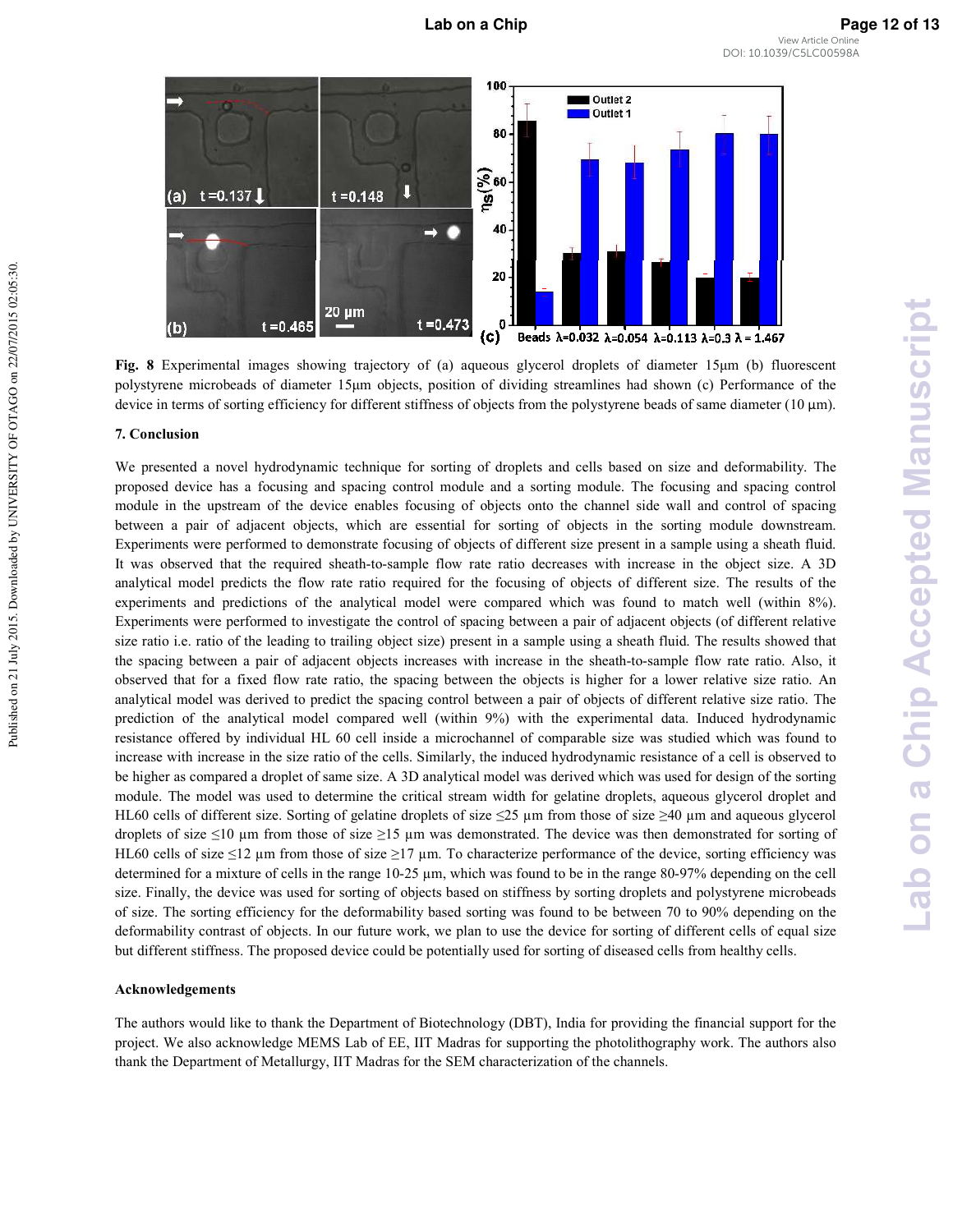**Fig. 8** Experimental images showing trajectory of (a) aqueous glycerol droplets of diameter 15μm (b) fluorescent polystyrene microbeads of diameter 15μm objects, position of dividing streamlines had shown (c) Performance of the device in terms of sorting efficiency for different stiffness of objects from the polystyrene beads of same diameter (10 μm).

## 7. Conclusion

We presented a novel hydrodynamic technique for sorting of droplets and cells based on size and deformability. The proposed device has a focusing and spacing control module and a sorting module. The focusing and spacing control module in the upstream of the device enables focusing of objects onto the channel side wall and control of spacing between a pair of adjacent objects, which are essential for sorting of objects in the sorting module downstream. Experiments were performed to demonstrate focusing of objects of different size present in a sample using a sheath fluid. It was observed that the required sheath-to-sample flow rate ratio decreases with increase in the object size. A 3D analytical model predicts the flow rate ratio required for the focusing of objects of different size. The results of the experiments and predictions of the analytical model were compared which was found to match well (within 8%). Experiments were performed to investigate the control of spacing between a pair of adjacent objects (of different relative size ratio i.e. ratio of the leading to trailing object size) present in a sample using a sheath fluid. The results showed that the spacing between a pair of adjacent objects increases with increase in the sheath-to-sample flow rate ratio. Also, it observed that for a fixed flow rate ratio, the spacing between the objects is higher for a lower relative size ratio. An analytical model was derived to predict the spacing control between a pair of objects of different relative size ratio. The prediction of the analytical model compared well (within 9%) with the experimental data. Induced hydrodynamic resistance offered by individual HL 60 cell inside a microchannel of comparable size was studied which was found to increase with increase in the size ratio of the cells. Similarly, the induced hydrodynamic resistance of a cell is observed to be higher as compared a droplet of same size. A 3D analytical model was derived which was used for design of the sorting module. The model was used to determine the critical stream width for gelatine droplets, aqueous glycerol droplet and HL60 cells of different size. Sorting of gelatine droplets of size ≤25 μm from those of size ≥40 μm and aqueous glycerol droplets of size ≤10 μm from those of size ≥15 μm was demonstrated. The device was then demonstrated for sorting of HL60 cells of size ≤12 μm from those of size ≥17 μm. To characterize performance of the device, sorting efficiency was determined for a mixture of cells in the range 10-25 μm, which was found to be in the range 80-97% depending on the cell size. Finally, the device was used for sorting of objects based on stiffness by sorting droplets and polystyrene microbeads of size. The sorting efficiency for the deformability based sorting was found to be between 70 to 90% depending on the deformability contrast of objects. In our future work, we plan to use the device for sorting of different cells of equal size but different stiffness. The proposed device could be potentially used for sorting of diseased cells from healthy cells.

## Acknowledgements

The authors would like to thank the Department of Biotechnology (DBT), India for providing the financial support for the project. We also acknowledge MEMS Lab of EE, IIT Madras for supporting the photolithography work. The authors also thank the Department of Metallurgy, IIT Madras for the SEM characterization of the channels.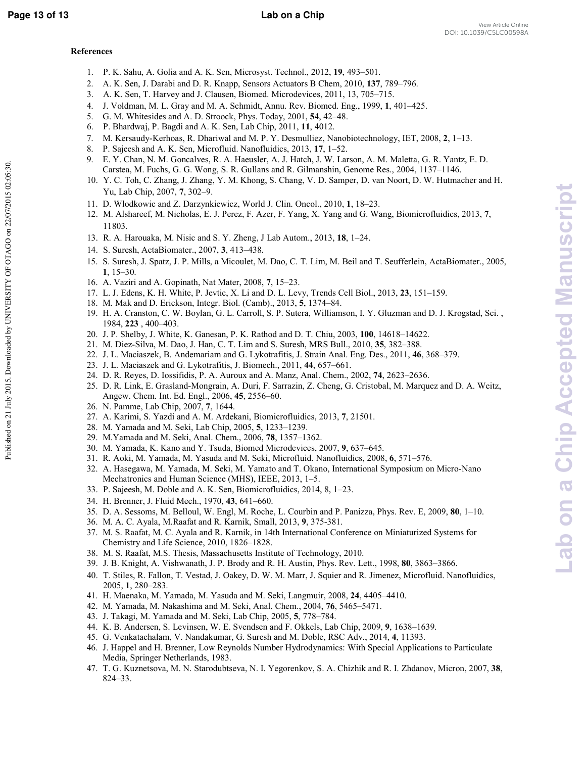**References**

1. P. K. Sahu, A. Golia and A. K. Sen, Microsyst. Technol., 2012, **19**, 493–501.
2. A. K. Sen, J. Darabi and D. R. Knapp, Sensors Actuators B Chem, 2010, **137**, 789–796.
3. A. K. Sen, T. Harvey and J. Clausen, Biomed. Microdevices, 2011, 13, 705–715.
4. J. Voldman, M. L. Gray and M. A. Schmidt, Annu. Rev. Biomed. Eng., 1999, **1**, 401–425.
5. G. M. Whitesides and A. D. Stroock, Phys. Today, 2001, **54**, 42–48.
6. P. Bhardwaj, P. Bagdi and A. K. Sen, Lab Chip, 2011, **11**, 4012.
7. M. Kersaudy-Kerhoas, R. Dhariwal and M. P. Y. Desmulliez, Nanobiotechnology, IET, 2008, **2**, 1–13.
8. P. Sajeesh and A. K. Sen, Microfluid. Nanofluidics, 2013, **17**, 1–52.
9. E. Y. Chan, N. M. Goncalves, R. A. Haeusler, A. J. Hatch, J. W. Larson, A. M. Maletta, G. R. Yantz, E. D. Carstea, M. Fuchs, G. G. Wong, S. R. Gullans and R. Gilmanshin, Genome Res., 2004, 1137–1146.
10. Y. C. Toh, C. Zhang, J. Zhang, Y. M. Khong, S. Chang, V. D. Samper, D. van Noort, D. W. Hutmacher and H. Yu, Lab Chip, 2007, **7**, 302–9.
11. D. Wlodkowic and Z. Darzynkiewicz, World J. Clin. Oncol., 2010, **1**, 18–23.
12. M. Alshareef, M. Nicholas, E. J. Perez, F. Azer, F. Yang, X. Yang and G. Wang, Biomicrofluidics, 2013, **7**, 11803.
13. R. A. Harouaka, M. Nisic and S. Y. Zheng, J Lab Autom., 2013, **18**, 1–24.
14. S. Suresh, ActaBiomater., 2007, **3**, 413–438.
15. S. Suresh, J. Spatz, J. P. Mills, a Micoulet, M. Dao, C. T. Lim, M. Beil and T. Seufferlein, ActaBiomater., 2005, **1**, 15–30.
16. A. Vaziri and A. Gopinath, Nat Mater, 2008, **7**, 15–23.
17. L. J. Edens, K. H. White, P. Jevtic, X. Li and D. L. Levy, Trends Cell Biol., 2013, **23**, 151–159.
18. M. Mak and D. Erickson, Integr. Biol. (Camb)., 2013, **5**, 1374–84.
19. H. A. Cranston, C. W. Boylan, G. L. Carroll, S. P. Sutera, Williamson, I. Y. Gluzman and D. J. Krogstad, Sci. , 1984, **223** , 400–403.
20. J. P. Shelby, J. White, K. Ganesan, P. K. Rathod and D. T. Chiu, 2003, **100**, 14618–14622.
21. M. Diez-Silva, M. Dao, J. Han, C. T. Lim and S. Suresh, MRS Bull., 2010, **35**, 382–388.
22. J. L. Maciaszek, B. Andemariam and G. Lykotrafitis, J. Strain Anal. Eng. Des., 2011, **46**, 368–379.
23. J. L. Maciaszek and G. Lykotrafitis, J. Biomech., 2011, **44**, 657–661.
24. D. R. Reyes, D. Iossifidis, P. A. Auroux and A. Manz, Anal. Chem., 2002, **74**, 2623–2636.
25. D. R. Link, E. Grasland-Mongrain, A. Duri, F. Sarrazin, Z. Cheng, G. Cristobal, M. Marquez and D. A. Weitz, Angew. Chem. Int. Ed. Engl., 2006, **45**, 2556–60.
26. N. Pamme, Lab Chip, 2007, **7**, 1644.
27. A. Karimi, S. Yazdi and A. M. Ardekani, Biomicrofluidics, 2013, **7**, 21501.
28. M. Yamada and M. Seki, Lab Chip, 2005, **5**, 1233–1239.
29. M.Yamada and M. Seki, Anal. Chem., 2006, **78**, 1357–1362.
30. M. Yamada, K. Kano and Y. Tsuda, Biomed Microdevices, 2007, **9**, 637–645.
31. R. Aoki, M. Yamada, M. Yasuda and M. Seki, Microfluid. Nanofluidics, 2008, **6**, 571–576.
32. A. Hasegawa, M. Yamada, M. Seki, M. Yamato and T. Okano, International Symposium on Micro-Nano Mechatronics and Human Science (MHS), IEEE, 2013, 1–5.
33. P. Sajeesh, M. Doble and A. K. Sen, Biomicrofluidics, 2014, 8, 1–23.
34. H. Brenner, J. Fluid Mech., 1970, **43**, 641–660.
35. D. A. Sessoms, M. Belloul, W. Engl, M. Roche, L. Courbin and P. Panizza, Phys. Rev. E, 2009, **80**, 1–10.
36. M. A. C. Ayala, M.Raafat and R. Karnik, Small, 2013, **9**, 375-381.
37. M. S. Raafat, M. C. Ayala and R. Karnik, in 14th International Conference on Miniaturized Systems for Chemistry and Life Science, 2010, 1826–1828.
38. M. S. Raafat, M.S. Thesis, Massachusetts Institute of Technology, 2010.
39. J. B. Knight, A. Vishwanath, J. P. Brody and R. H. Austin, Phys. Rev. Lett., 1998, **80**, 3863–3866.
40. T. Stiles, R. Fallon, T. Vestad, J. Oakey, D. W. M. Marr, J. Squier and R. Jimenez, Microfluid. Nanofluidics, 2005, **1**, 280–283.
41. H. Maenaka, M. Yamada, M. Yasuda and M. Seki, Langmuir, 2008, **24**, 4405–4410.
42. M. Yamada, M. Nakashima and M. Seki, Anal. Chem., 2004, **76**, 5465–5471.
43. J. Takagi, M. Yamada and M. Seki, Lab Chip, 2005, **5**, 778–784.
44. K. B. Andersen, S. Levinsen, W. E. Svendsen and F. Okkels, Lab Chip, 2009, **9**, 1638–1639.
45. G. Venkatachalam, V. Nandakumar, G. Suresh and M. Doble, RSC Adv., 2014, **4**, 11393.
46. J. Happel and H. Brenner, Low Reynolds Number Hydrodynamics: With Special Applications to Particulate Media, Springer Netherlands, 1983.
47. T. G. Kuznetsova, M. N. Starodubtseva, N. I. Yegorenkov, S. A. Chizhik and R. I. Zhdanov, Micron, 2007, **38**, 824–33.